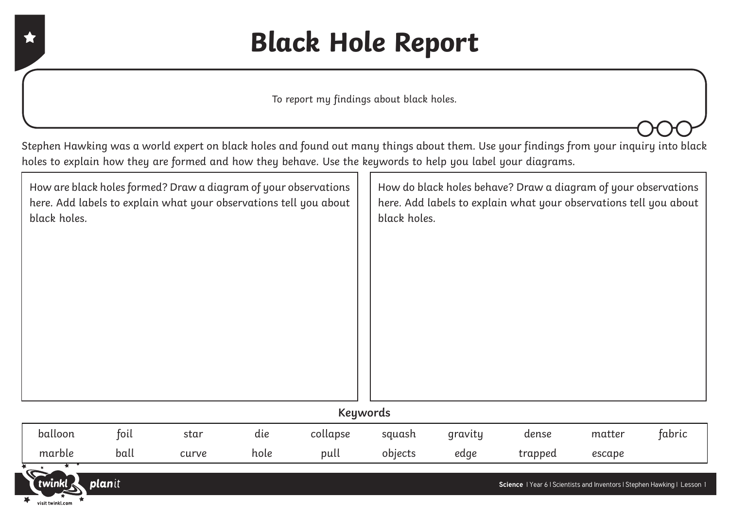# Black Hole Report

To report my findings about black holes.

Stephen Hawking was a world expert on black holes and found out many things about them. Use your findings from your inquiry into black holes to explain how they are formed and how they behave. Use the keywords to help you label your diagrams.

| How are black holes formed? Draw a diagram of your observations here. Add labels to explain what your observations tell you about black holes. | How do black holes behave? Draw a diagram of your observations here. Add labels to explain what your observations tell you about black holes. |
| --- | --- |
| | |

**Keywords**

| balloon | foil | star | die | collapse | squash | gravity | dense | matter | fabric |
| --- | --- | --- | --- | --- | --- | --- | --- | --- | --- |
| marble | ball | curve | hole | pull | objects | edge | trapped | escape | |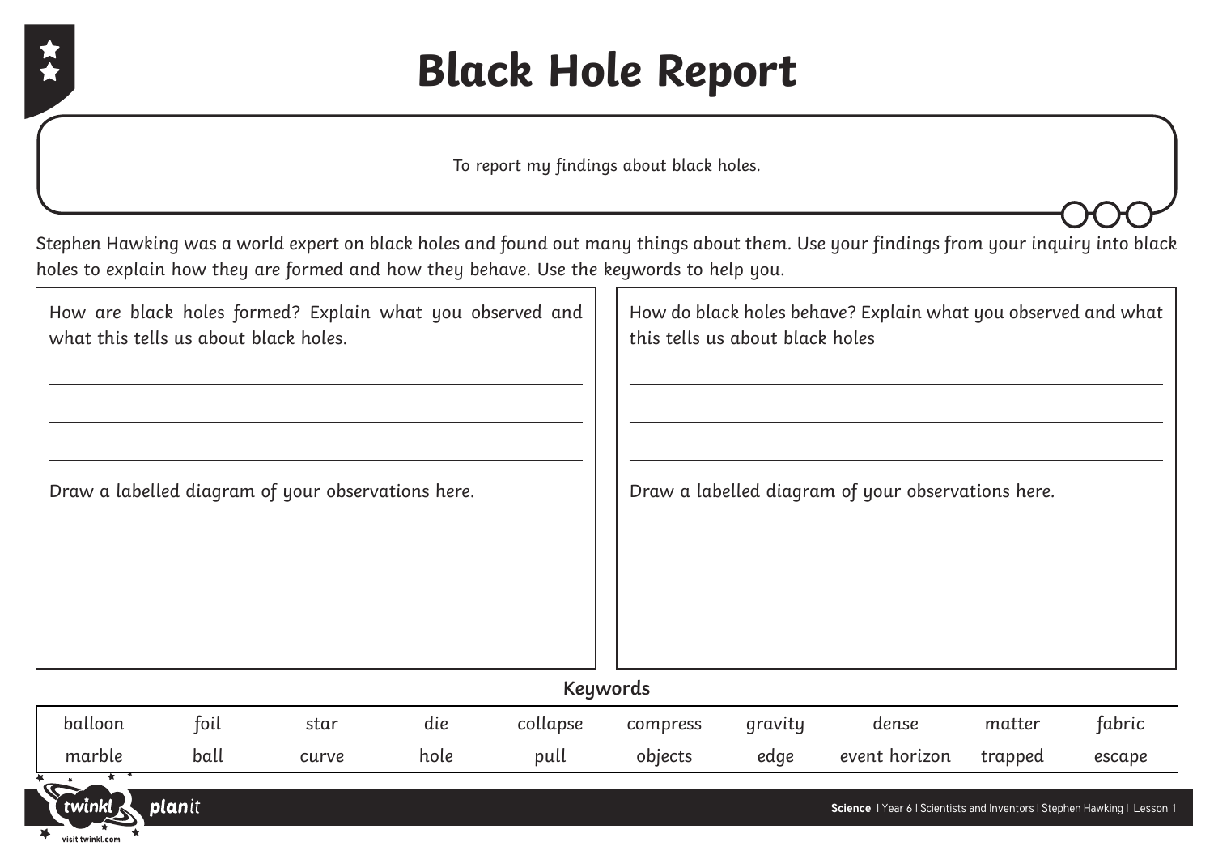# Black Hole Report

To report my findings about black holes.

Stephen Hawking was a world expert on black holes and found out many things about them. Use your findings from your inquiry into black holes to explain how they are formed and how they behave. Use the keywords to help you.

How are black holes formed? Explain what you observed and what this tells us about black holes.

_______________________________________________

_______________________________________________

_______________________________________________

Draw a labelled diagram of your observations here.

How do black holes behave? Explain what you observed and what this tells us about black holes

_______________________________________________

_______________________________________________

_______________________________________________

Draw a labelled diagram of your observations here.

**Keywords**

| | | | | | | | | | |
|---|---|---|---|---|---|---|---|---|---|
| balloon | foil | star | die | collapse | compress | gravity | dense | matter | fabric |
| marble | ball | curve | hole | pull | objects | edge | event horizon | trapped | escape |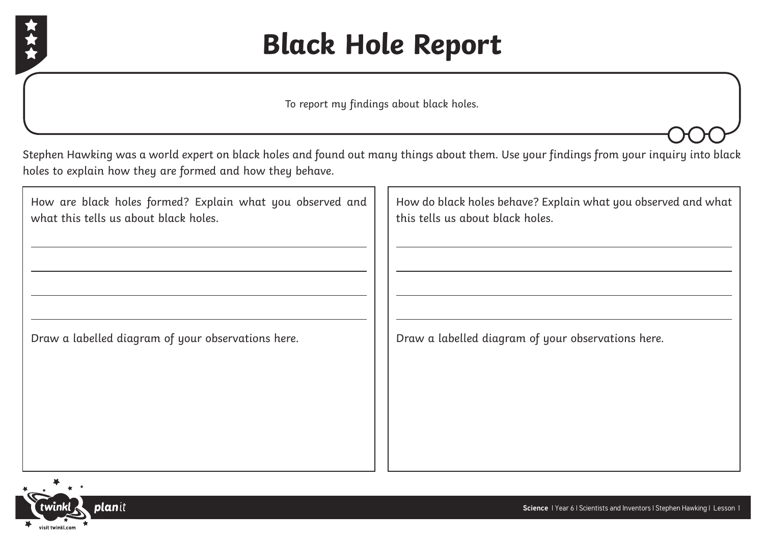# Black Hole Report

To report my findings about black holes.

Stephen Hawking was a world expert on black holes and found out many things about them. Use your findings from your inquiry into black holes to explain how they are formed and how they behave.

How are black holes formed? Explain what you observed and what this tells us about black holes.

Draw a labelled diagram of your observations here.

How do black holes behave? Explain what you observed and what this tells us about black holes.

Draw a labelled diagram of your observations here.